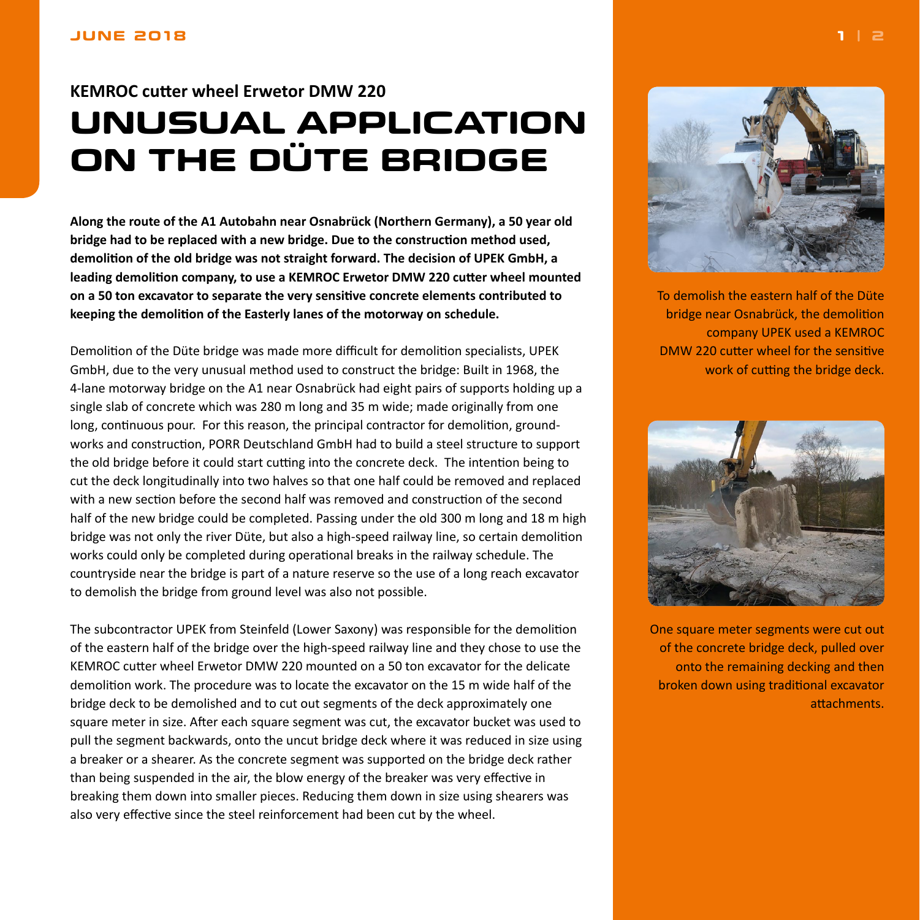JUNE 2018

**KEMROC cutter wheel Erwetor DMW 220**

# UNUSUAL APPLICATION ON THE DÜTE BRIDGE

**Along the route of the A1 Autobahn near Osnabrück (Northern Germany), a 50 year old bridge had to be replaced with a new bridge. Due to the construction method used, demolition of the old bridge was not straight forward. The decision of UPEK GmbH, a leading demolition company, to use a KEMROC Erwetor DMW 220 cutter wheel mounted on a 50 ton excavator to separate the very sensitive concrete elements contributed to keeping the demolition of the Easterly lanes of the motorway on schedule.**

Demolition of the Düte bridge was made more difficult for demolition specialists, UPEK GmbH, due to the very unusual method used to construct the bridge: Built in 1968, the 4-lane motorway bridge on the A1 near Osnabrück had eight pairs of supports holding up a single slab of concrete which was 280 m long and 35 m wide; made originally from one long, continuous pour. For this reason, the principal contractor for demolition, ground-works and construction, PORR Deutschland GmbH had to build a steel structure to support the old bridge before it could start cutting into the concrete deck. The intention being to cut the deck longitudinally into two halves so that one half could be removed and replaced with a new section before the second half was removed and construction of the second half of the new bridge could be completed. Passing under the old 300 m long and 18 m high bridge was not only the river Düte, but also a high-speed railway line, so certain demolition works could only be completed during operational breaks in the railway schedule. The countryside near the bridge is part of a nature reserve so the use of a long reach excavator to demolish the bridge from ground level was also not possible.

The subcontractor UPEK from Steinfeld (Lower Saxony) was responsible for the demolition of the eastern half of the bridge over the high-speed railway line and they chose to use the KEMROC cutter wheel Erwetor DMW 220 mounted on a 50 ton excavator for the delicate demolition work. The procedure was to locate the excavator on the 15 m wide half of the bridge deck to be demolished and to cut out segments of the deck approximately one square meter in size. After each square segment was cut, the excavator bucket was used to pull the segment backwards, onto the uncut bridge deck where it was reduced in size using a breaker or a shearer. As the concrete segment was supported on the bridge deck rather than being suspended in the air, the blow energy of the breaker was very effective in breaking them down into smaller pieces. Reducing them down in size using shearers was also very effective since the steel reinforcement had been cut by the wheel.

To demolish the eastern half of the Düte bridge near Osnabrück, the demolition company UPEK used a KEMROC DMW 220 cutter wheel for the sensitive work of cutting the bridge deck.

One square meter segments were cut out of the concrete bridge deck, pulled over onto the remaining decking and then broken down using traditional excavator attachments.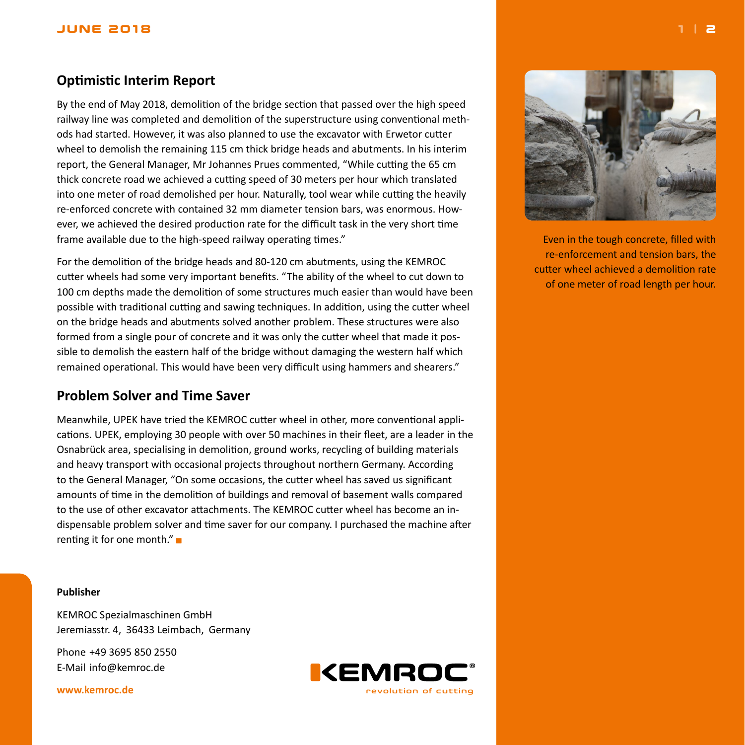## Optimistic Interim Report

By the end of May 2018, demolition of the bridge section that passed over the high speed railway line was completed and demolition of the superstructure using conventional methods had started. However, it was also planned to use the excavator with Erwetor cutter wheel to demolish the remaining 115 cm thick bridge heads and abutments. In his interim report, the General Manager, Mr Johannes Prues commented, "While cutting the 65 cm thick concrete road we achieved a cutting speed of 30 meters per hour which translated into one meter of road demolished per hour. Naturally, tool wear while cutting the heavily re-enforced concrete with contained 32 mm diameter tension bars, was enormous. However, we achieved the desired production rate for the difficult task in the very short time frame available due to the high-speed railway operating times."

For the demolition of the bridge heads and 80-120 cm abutments, using the KEMROC cutter wheels had some very important benefits. "The ability of the wheel to cut down to 100 cm depths made the demolition of some structures much easier than would have been possible with traditional cutting and sawing techniques. In addition, using the cutter wheel on the bridge heads and abutments solved another problem. These structures were also formed from a single pour of concrete and it was only the cutter wheel that made it possible to demolish the eastern half of the bridge without damaging the western half which remained operational. This would have been very difficult using hammers and shearers."

Even in the tough concrete, filled with re-enforcement and tension bars, the cutter wheel achieved a demolition rate of one meter of road length per hour.

## Problem Solver and Time Saver

Meanwhile, UPEK have tried the KEMROC cutter wheel in other, more conventional applications. UPEK, employing 30 people with over 50 machines in their fleet, are a leader in the Osnabrück area, specialising in demolition, ground works, recycling of building materials and heavy transport with occasional projects throughout northern Germany. According to the General Manager, "On some occasions, the cutter wheel has saved us significant amounts of time in the demolition of buildings and removal of basement walls compared to the use of other excavator attachments. The KEMROC cutter wheel has become an indispensable problem solver and time saver for our company. I purchased the machine after renting it for one month."

**Publisher**

KEMROC Spezialmaschinen GmbH
Jeremiasstr. 4, 36433 Leimbach, Germany

Phone +49 3695 850 2550
E-Mail info@kemroc.de

**www.kemroc.de**

KEMROC®
revolution of cutting